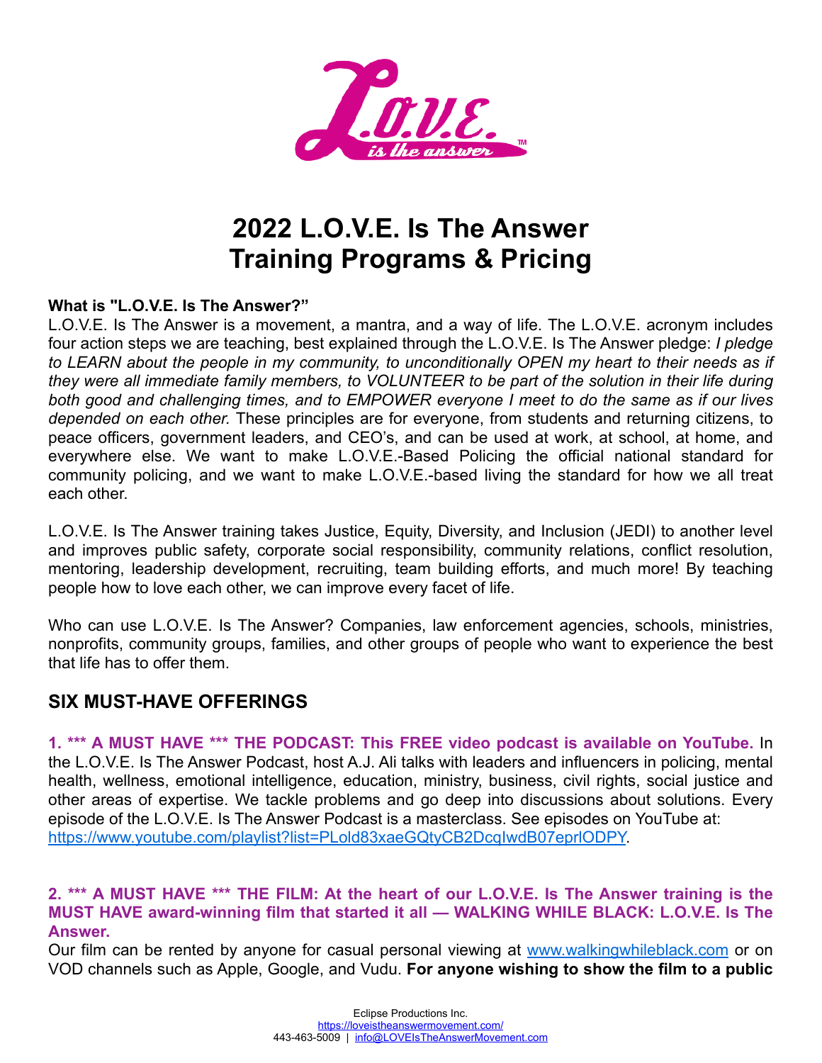# 2022 L.O.V.E. Is The Answer Training Programs & Pricing

**What is "L.O.V.E. Is The Answer?"**

L.O.V.E. Is The Answer is a movement, a mantra, and a way of life. The L.O.V.E. acronym includes four action steps we are teaching, best explained through the L.O.V.E. Is The Answer pledge: *I pledge to LEARN about the people in my community, to unconditionally OPEN my heart to their needs as if they were all immediate family members, to VOLUNTEER to be part of the solution in their life during both good and challenging times, and to EMPOWER everyone I meet to do the same as if our lives depended on each other.* These principles are for everyone, from students and returning citizens, to peace officers, government leaders, and CEO's, and can be used at work, at school, at home, and everywhere else. We want to make L.O.V.E.-Based Policing the official national standard for community policing, and we want to make L.O.V.E.-based living the standard for how we all treat each other.

L.O.V.E. Is The Answer training takes Justice, Equity, Diversity, and Inclusion (JEDI) to another level and improves public safety, corporate social responsibility, community relations, conflict resolution, mentoring, leadership development, recruiting, team building efforts, and much more! By teaching people how to love each other, we can improve every facet of life.

Who can use L.O.V.E. Is The Answer? Companies, law enforcement agencies, schools, ministries, nonprofits, community groups, families, and other groups of people who want to experience the best that life has to offer them.

## SIX MUST-HAVE OFFERINGS

**1. \*\*\* A MUST HAVE \*\*\* THE PODCAST: This FREE video podcast is available on YouTube.** In the L.O.V.E. Is The Answer Podcast, host A.J. Ali talks with leaders and influencers in policing, mental health, wellness, emotional intelligence, education, ministry, business, civil rights, social justice and other areas of expertise. We tackle problems and go deep into discussions about solutions. Every episode of the L.O.V.E. Is The Answer Podcast is a masterclass. See episodes on YouTube at: https://www.youtube.com/playlist?list=PLold83xaeGQtyCB2DcqIwdB07eprlODPY.

**2. \*\*\* A MUST HAVE \*\*\* THE FILM: At the heart of our L.O.V.E. Is The Answer training is the MUST HAVE award-winning film that started it all — WALKING WHILE BLACK: L.O.V.E. Is The Answer.**

Our film can be rented by anyone for casual personal viewing at www.walkingwhileblack.com or on VOD channels such as Apple, Google, and Vudu. **For anyone wishing to show the film to a public**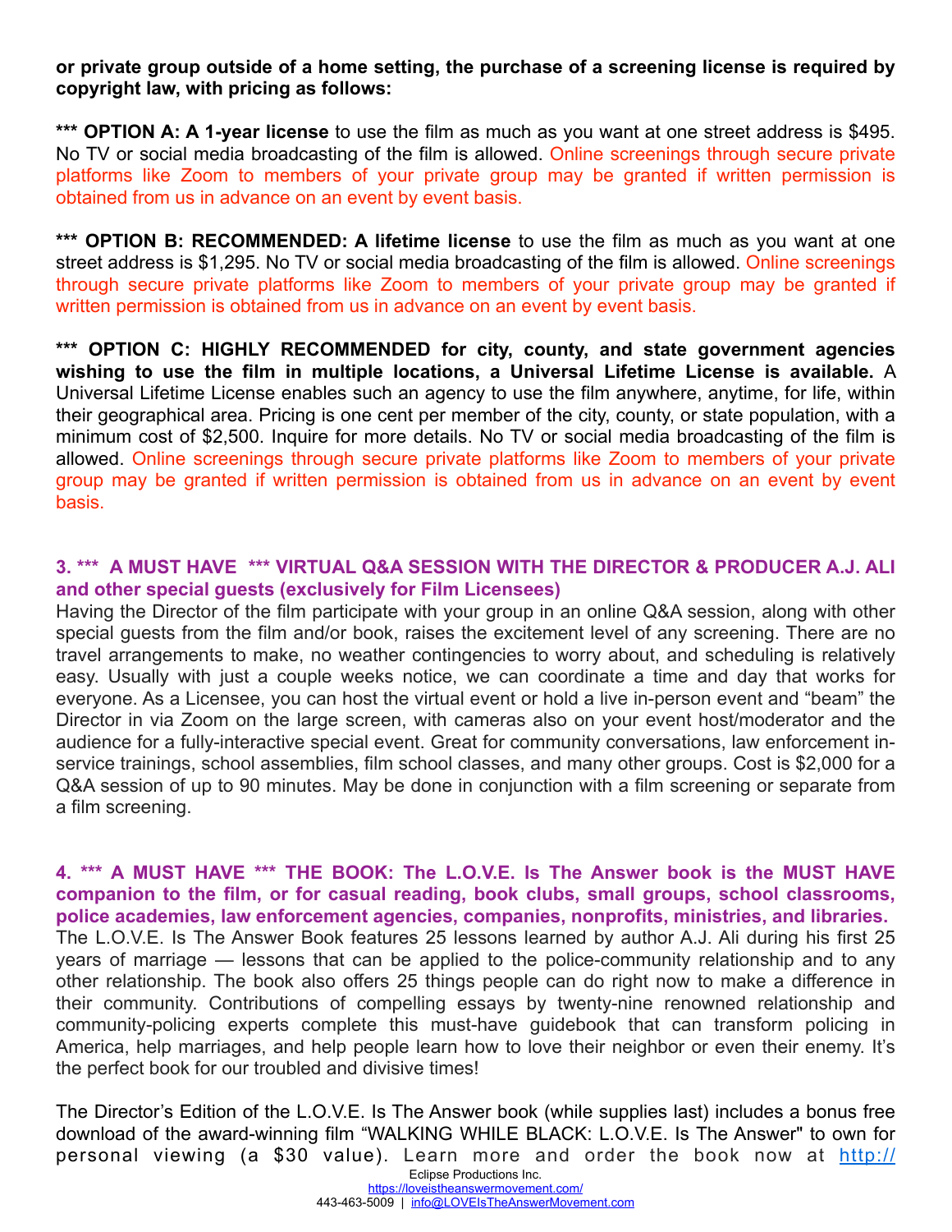**or private group outside of a home setting, the purchase of a screening license is required by copyright law, with pricing as follows:**

*** **OPTION A: A 1-year license** to use the film as much as you want at one street address is $495. No TV or social media broadcasting of the film is allowed. Online screenings through secure private platforms like Zoom to members of your private group may be granted if written permission is obtained from us in advance on an event by event basis.

*** **OPTION B: RECOMMENDED: A lifetime license** to use the film as much as you want at one street address is $1,295. No TV or social media broadcasting of the film is allowed. Online screenings through secure private platforms like Zoom to members of your private group may be granted if written permission is obtained from us in advance on an event by event basis.

*** **OPTION C: HIGHLY RECOMMENDED for city, county, and state government agencies wishing to use the film in multiple locations, a Universal Lifetime License is available.** A Universal Lifetime License enables such an agency to use the film anywhere, anytime, for life, within their geographical area. Pricing is one cent per member of the city, county, or state population, with a minimum cost of $2,500. Inquire for more details. No TV or social media broadcasting of the film is allowed. Online screenings through secure private platforms like Zoom to members of your private group may be granted if written permission is obtained from us in advance on an event by event basis.

### 3. *** A MUST HAVE *** VIRTUAL Q&A SESSION WITH THE DIRECTOR & PRODUCER A.J. ALI and other special guests (exclusively for Film Licensees)

Having the Director of the film participate with your group in an online Q&A session, along with other special guests from the film and/or book, raises the excitement level of any screening. There are no travel arrangements to make, no weather contingencies to worry about, and scheduling is relatively easy. Usually with just a couple weeks notice, we can coordinate a time and day that works for everyone. As a Licensee, you can host the virtual event or hold a live in-person event and "beam" the Director in via Zoom on the large screen, with cameras also on your event host/moderator and the audience for a fully-interactive special event. Great for community conversations, law enforcement in-service trainings, school assemblies, film school classes, and many other groups. Cost is $2,000 for a Q&A session of up to 90 minutes. May be done in conjunction with a film screening or separate from a film screening.

### 4. *** A MUST HAVE *** THE BOOK: The L.O.V.E. Is The Answer book is the MUST HAVE companion to the film, or for casual reading, book clubs, small groups, school classrooms, police academies, law enforcement agencies, companies, nonprofits, ministries, and libraries.

The L.O.V.E. Is The Answer Book features 25 lessons learned by author A.J. Ali during his first 25 years of marriage — lessons that can be applied to the police-community relationship and to any other relationship. The book also offers 25 things people can do right now to make a difference in their community. Contributions of compelling essays by twenty-nine renowned relationship and community-policing experts complete this must-have guidebook that can transform policing in America, help marriages, and help people learn how to love their neighbor or even their enemy. It's the perfect book for our troubled and divisive times!

The Director's Edition of the L.O.V.E. Is The Answer book (while supplies last) includes a bonus free download of the award-winning film "WALKING WHILE BLACK: L.O.V.E. Is The Answer" to own for personal viewing (a $30 value). Learn more and order the book now at http://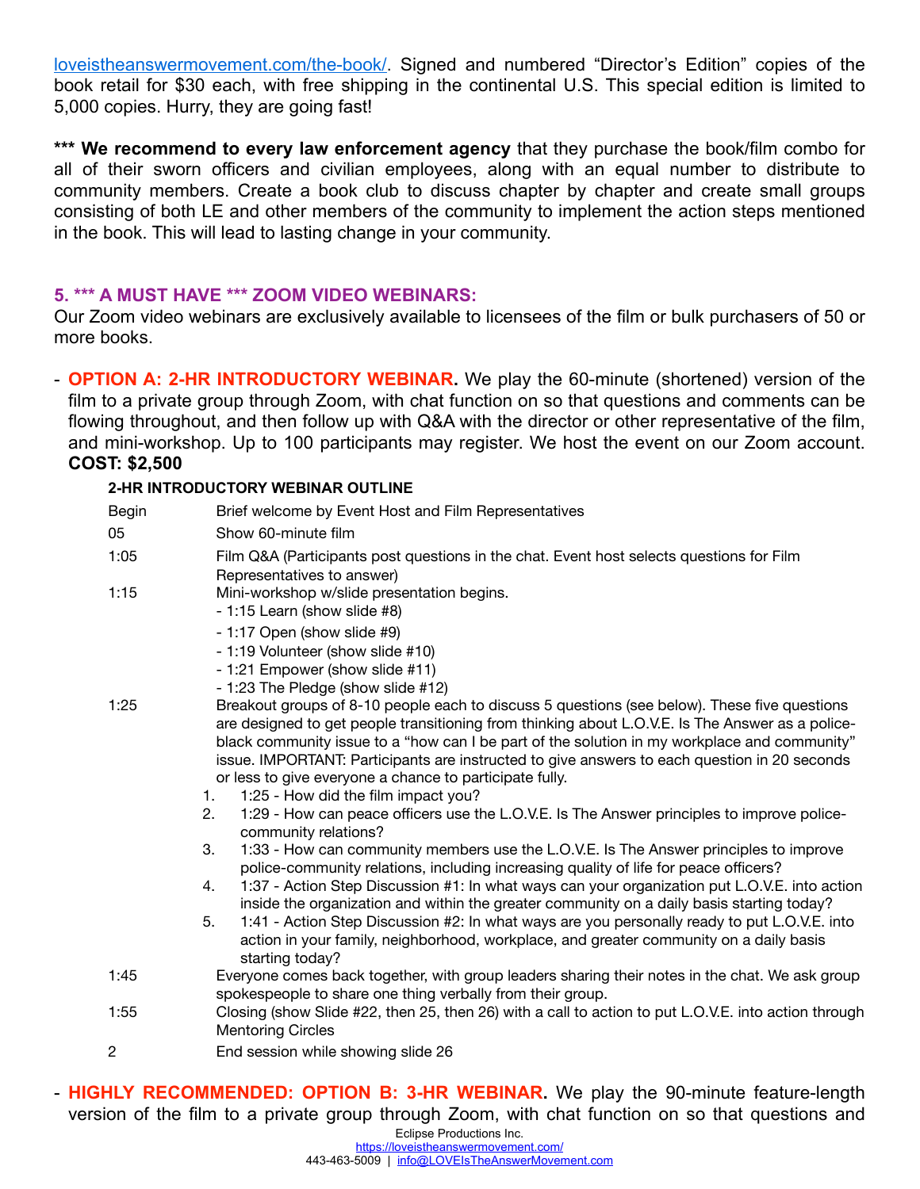[loveistheanswermovement.com/the-book/](loveistheanswermovement.com/the-book/). Signed and numbered "Director's Edition" copies of the book retail for $30 each, with free shipping in the continental U.S. This special edition is limited to 5,000 copies. Hurry, they are going fast!

**\*\*\* We recommend to every law enforcement agency** that they purchase the book/film combo for all of their sworn officers and civilian employees, along with an equal number to distribute to community members. Create a book club to discuss chapter by chapter and create small groups consisting of both LE and other members of the community to implement the action steps mentioned in the book. This will lead to lasting change in your community.

### 5. *** A MUST HAVE *** ZOOM VIDEO WEBINARS:

Our Zoom video webinars are exclusively available to licensees of the film or bulk purchasers of 50 or more books.

- **OPTION A: 2-HR INTRODUCTORY WEBINAR.** We play the 60-minute (shortened) version of the film to a private group through Zoom, with chat function on so that questions and comments can be flowing throughout, and then follow up with Q&A with the director or other representative of the film, and mini-workshop. Up to 100 participants may register. We host the event on our Zoom account. **COST: $2,500**

**2-HR INTRODUCTORY WEBINAR OUTLINE**

| | |
|---|---|
| Begin | Brief welcome by Event Host and Film Representatives |
| 05 | Show 60-minute film |
| 1:05 | Film Q&A (Participants post questions in the chat. Event host selects questions for Film Representatives to answer) |
| 1:15 | Mini-workshop w/slide presentation begins.<br>- 1:15 Learn (show slide #8)<br>- 1:17 Open (show slide #9)<br>- 1:19 Volunteer (show slide #10)<br>- 1:21 Empower (show slide #11)<br>- 1:23 The Pledge (show slide #12) |
| 1:25 | Breakout groups of 8-10 people each to discuss 5 questions (see below). These five questions are designed to get people transitioning from thinking about L.O.V.E. Is The Answer as a police-black community issue to a "how can I be part of the solution in my workplace and community" issue. IMPORTANT: Participants are instructed to give answers to each question in 20 seconds or less to give everyone a chance to participate fully.<br>1. 1:25 - How did the film impact you?<br>2. 1:29 - How can peace officers use the L.O.V.E. Is The Answer principles to improve police-community relations?<br>3. 1:33 - How can community members use the L.O.V.E. Is The Answer principles to improve police-community relations, including increasing quality of life for peace officers?<br>4. 1:37 - Action Step Discussion #1: In what ways can your organization put L.O.V.E. into action inside the organization and within the greater community on a daily basis starting today?<br>5. 1:41 - Action Step Discussion #2: In what ways are you personally ready to put L.O.V.E. into action in your family, neighborhood, workplace, and greater community on a daily basis starting today? |
| 1:45 | Everyone comes back together, with group leaders sharing their notes in the chat. We ask group spokespeople to share one thing verbally from their group. |
| 1:55 | Closing (show Slide #22, then 25, then 26) with a call to action to put L.O.V.E. into action through Mentoring Circles |
| 2 | End session while showing slide 26 |

- **HIGHLY RECOMMENDED: OPTION B: 3-HR WEBINAR.** We play the 90-minute feature-length version of the film to a private group through Zoom, with chat function on so that questions and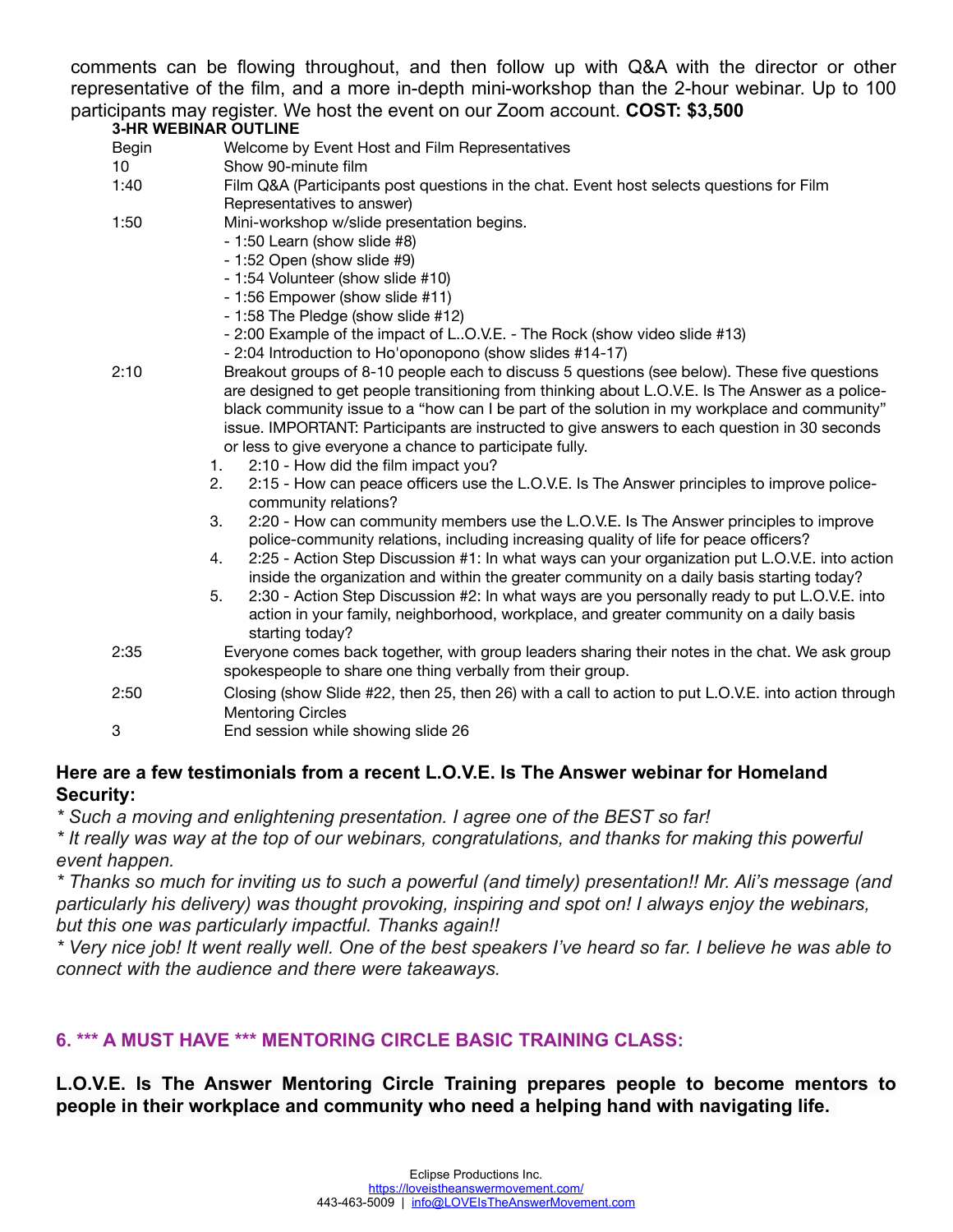comments can be flowing throughout, and then follow up with Q&A with the director or other representative of the film, and a more in-depth mini-workshop than the 2-hour webinar. Up to 100 participants may register. We host the event on our Zoom account. **COST: $3,500**

**3-HR WEBINAR OUTLINE**

| | |
|---|---|
| Begin | Welcome by Event Host and Film Representatives |
| 10 | Show 90-minute film |
| 1:40 | Film Q&A (Participants post questions in the chat. Event host selects questions for Film Representatives to answer) |
| 1:50 | Mini-workshop w/slide presentation begins.<br>- 1:50 Learn (show slide #8)<br>- 1:52 Open (show slide #9)<br>- 1:54 Volunteer (show slide #10)<br>- 1:56 Empower (show slide #11)<br>- 1:58 The Pledge (show slide #12)<br>- 2:00 Example of the impact of L..O.V.E. - The Rock (show video slide #13)<br>- 2:04 Introduction to Ho'oponopono (show slides #14-17) |
| 2:10 | Breakout groups of 8-10 people each to discuss 5 questions (see below). These five questions are designed to get people transitioning from thinking about L.O.V.E. Is The Answer as a police-black community issue to a "how can I be part of the solution in my workplace and community" issue. IMPORTANT: Participants are instructed to give answers to each question in 30 seconds or less to give everyone a chance to participate fully.<br>1. 2:10 - How did the film impact you?<br>2. 2:15 - How can peace officers use the L.O.V.E. Is The Answer principles to improve police-community relations?<br>3. 2:20 - How can community members use the L.O.V.E. Is The Answer principles to improve police-community relations, including increasing quality of life for peace officers?<br>4. 2:25 - Action Step Discussion #1: In what ways can your organization put L.O.V.E. into action inside the organization and within the greater community on a daily basis starting today?<br>5. 2:30 - Action Step Discussion #2: In what ways are you personally ready to put L.O.V.E. into action in your family, neighborhood, workplace, and greater community on a daily basis starting today? |
| 2:35 | Everyone comes back together, with group leaders sharing their notes in the chat. We ask group spokespeople to share one thing verbally from their group. |
| 2:50 | Closing (show Slide #22, then 25, then 26) with a call to action to put L.O.V.E. into action through Mentoring Circles |
| 3 | End session while showing slide 26 |

**Here are a few testimonials from a recent L.O.V.E. Is The Answer webinar for Homeland Security:**

*\* Such a moving and enlightening presentation. I agree one of the BEST so far!*
*\* It really was way at the top of our webinars, congratulations, and thanks for making this powerful event happen.*
*\* Thanks so much for inviting us to such a powerful (and timely) presentation!! Mr. Ali's message (and particularly his delivery) was thought provoking, inspiring and spot on! I always enjoy the webinars, but this one was particularly impactful. Thanks again!!*
*\* Very nice job! It went really well. One of the best speakers I've heard so far. I believe he was able to connect with the audience and there were takeaways.*

## 6. *** A MUST HAVE *** MENTORING CIRCLE BASIC TRAINING CLASS:

**L.O.V.E. Is The Answer Mentoring Circle Training prepares people to become mentors to people in their workplace and community who need a helping hand with navigating life.**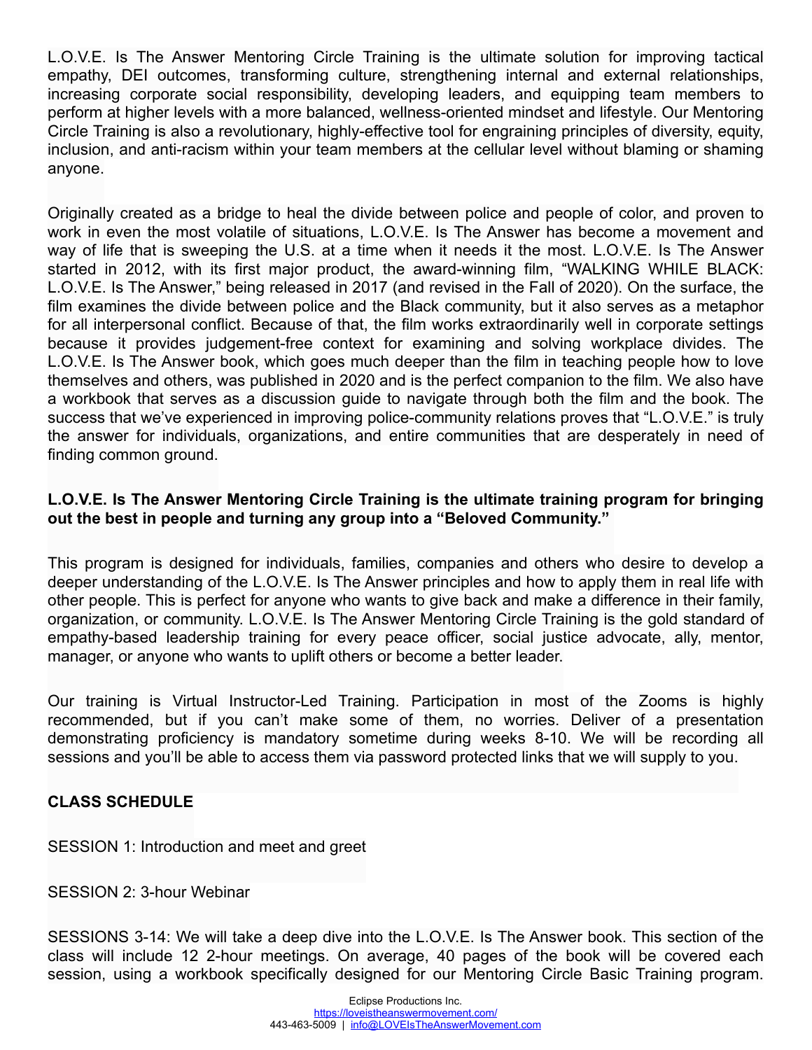L.O.V.E. Is The Answer Mentoring Circle Training is the ultimate solution for improving tactical empathy, DEI outcomes, transforming culture, strengthening internal and external relationships, increasing corporate social responsibility, developing leaders, and equipping team members to perform at higher levels with a more balanced, wellness-oriented mindset and lifestyle. Our Mentoring Circle Training is also a revolutionary, highly-effective tool for engraining principles of diversity, equity, inclusion, and anti-racism within your team members at the cellular level without blaming or shaming anyone.

Originally created as a bridge to heal the divide between police and people of color, and proven to work in even the most volatile of situations, L.O.V.E. Is The Answer has become a movement and way of life that is sweeping the U.S. at a time when it needs it the most. L.O.V.E. Is The Answer started in 2012, with its first major product, the award-winning film, "WALKING WHILE BLACK: L.O.V.E. Is The Answer," being released in 2017 (and revised in the Fall of 2020). On the surface, the film examines the divide between police and the Black community, but it also serves as a metaphor for all interpersonal conflict. Because of that, the film works extraordinarily well in corporate settings because it provides judgement-free context for examining and solving workplace divides. The L.O.V.E. Is The Answer book, which goes much deeper than the film in teaching people how to love themselves and others, was published in 2020 and is the perfect companion to the film. We also have a workbook that serves as a discussion guide to navigate through both the film and the book. The success that we've experienced in improving police-community relations proves that "L.O.V.E." is truly the answer for individuals, organizations, and entire communities that are desperately in need of finding common ground.

**L.O.V.E. Is The Answer Mentoring Circle Training is the ultimate training program for bringing out the best in people and turning any group into a "Beloved Community."**

This program is designed for individuals, families, companies and others who desire to develop a deeper understanding of the L.O.V.E. Is The Answer principles and how to apply them in real life with other people. This is perfect for anyone who wants to give back and make a difference in their family, organization, or community. L.O.V.E. Is The Answer Mentoring Circle Training is the gold standard of empathy-based leadership training for every peace officer, social justice advocate, ally, mentor, manager, or anyone who wants to uplift others or become a better leader.

Our training is Virtual Instructor-Led Training. Participation in most of the Zooms is highly recommended, but if you can't make some of them, no worries. Deliver of a presentation demonstrating proficiency is mandatory sometime during weeks 8-10. We will be recording all sessions and you'll be able to access them via password protected links that we will supply to you.

**CLASS SCHEDULE**

SESSION 1: Introduction and meet and greet

SESSION 2: 3-hour Webinar

SESSIONS 3-14: We will take a deep dive into the L.O.V.E. Is The Answer book. This section of the class will include 12 2-hour meetings. On average, 40 pages of the book will be covered each session, using a workbook specifically designed for our Mentoring Circle Basic Training program.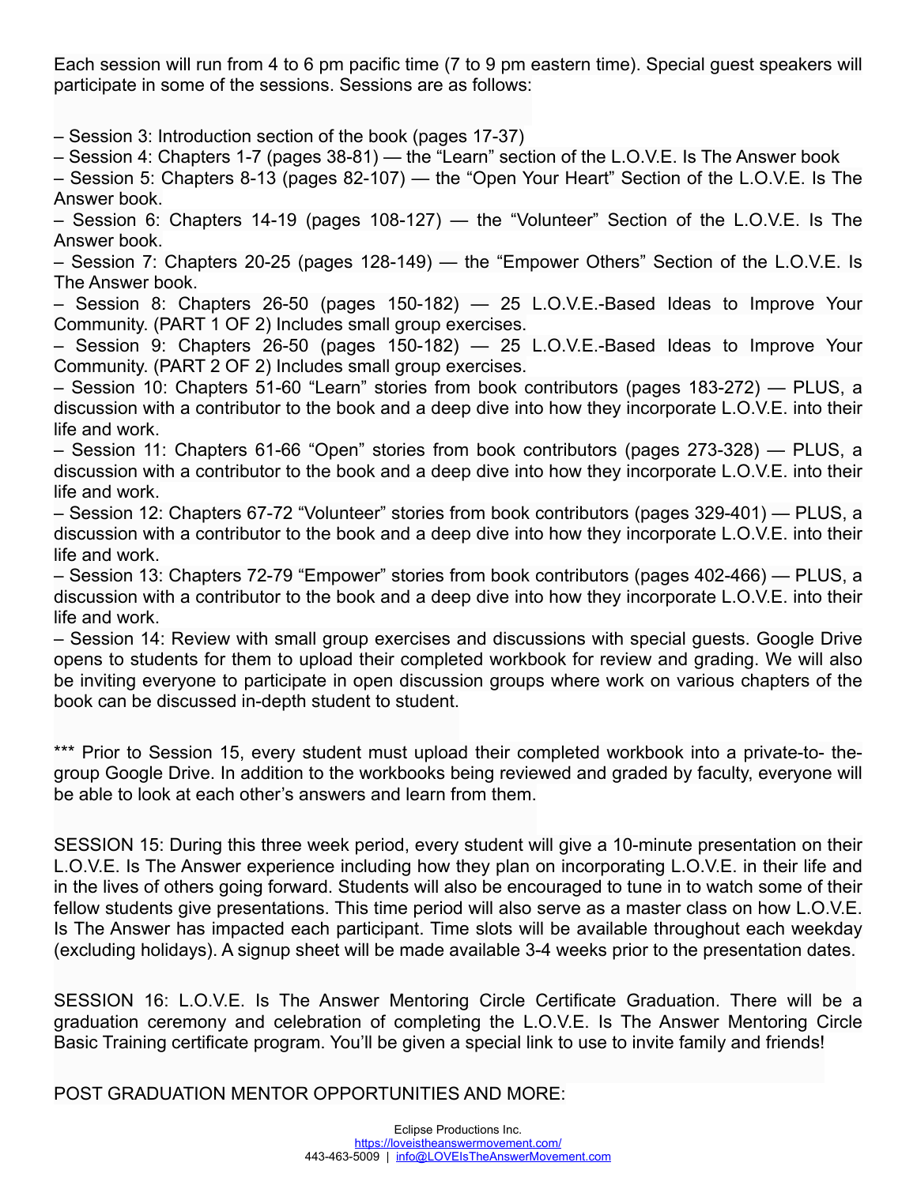Each session will run from 4 to 6 pm pacific time (7 to 9 pm eastern time). Special guest speakers will participate in some of the sessions. Sessions are as follows:

– Session 3: Introduction section of the book (pages 17-37)
– Session 4: Chapters 1-7 (pages 38-81) — the “Learn” section of the L.O.V.E. Is The Answer book
– Session 5: Chapters 8-13 (pages 82-107) — the “Open Your Heart” Section of the L.O.V.E. Is The Answer book.
– Session 6: Chapters 14-19 (pages 108-127) — the “Volunteer” Section of the L.O.V.E. Is The Answer book.
– Session 7: Chapters 20-25 (pages 128-149) — the “Empower Others” Section of the L.O.V.E. Is The Answer book.
– Session 8: Chapters 26-50 (pages 150-182) — 25 L.O.V.E.-Based Ideas to Improve Your Community. (PART 1 OF 2) Includes small group exercises.
– Session 9: Chapters 26-50 (pages 150-182) — 25 L.O.V.E.-Based Ideas to Improve Your Community. (PART 2 OF 2) Includes small group exercises.
– Session 10: Chapters 51-60 “Learn” stories from book contributors (pages 183-272) — PLUS, a discussion with a contributor to the book and a deep dive into how they incorporate L.O.V.E. into their life and work.
– Session 11: Chapters 61-66 “Open” stories from book contributors (pages 273-328) — PLUS, a discussion with a contributor to the book and a deep dive into how they incorporate L.O.V.E. into their life and work.
– Session 12: Chapters 67-72 “Volunteer” stories from book contributors (pages 329-401) — PLUS, a discussion with a contributor to the book and a deep dive into how they incorporate L.O.V.E. into their life and work.
– Session 13: Chapters 72-79 “Empower” stories from book contributors (pages 402-466) — PLUS, a discussion with a contributor to the book and a deep dive into how they incorporate L.O.V.E. into their life and work.
– Session 14: Review with small group exercises and discussions with special guests. Google Drive opens to students for them to upload their completed workbook for review and grading. We will also be inviting everyone to participate in open discussion groups where work on various chapters of the book can be discussed in-depth student to student.

*** Prior to Session 15, every student must upload their completed workbook into a private-to- the-group Google Drive. In addition to the workbooks being reviewed and graded by faculty, everyone will be able to look at each other’s answers and learn from them.

SESSION 15: During this three week period, every student will give a 10-minute presentation on their L.O.V.E. Is The Answer experience including how they plan on incorporating L.O.V.E. in their life and in the lives of others going forward. Students will also be encouraged to tune in to watch some of their fellow students give presentations. This time period will also serve as a master class on how L.O.V.E. Is The Answer has impacted each participant. Time slots will be available throughout each weekday (excluding holidays). A signup sheet will be made available 3-4 weeks prior to the presentation dates.

SESSION 16: L.O.V.E. Is The Answer Mentoring Circle Certificate Graduation. There will be a graduation ceremony and celebration of completing the L.O.V.E. Is The Answer Mentoring Circle Basic Training certificate program. You’ll be given a special link to use to invite family and friends!

POST GRADUATION MENTOR OPPORTUNITIES AND MORE: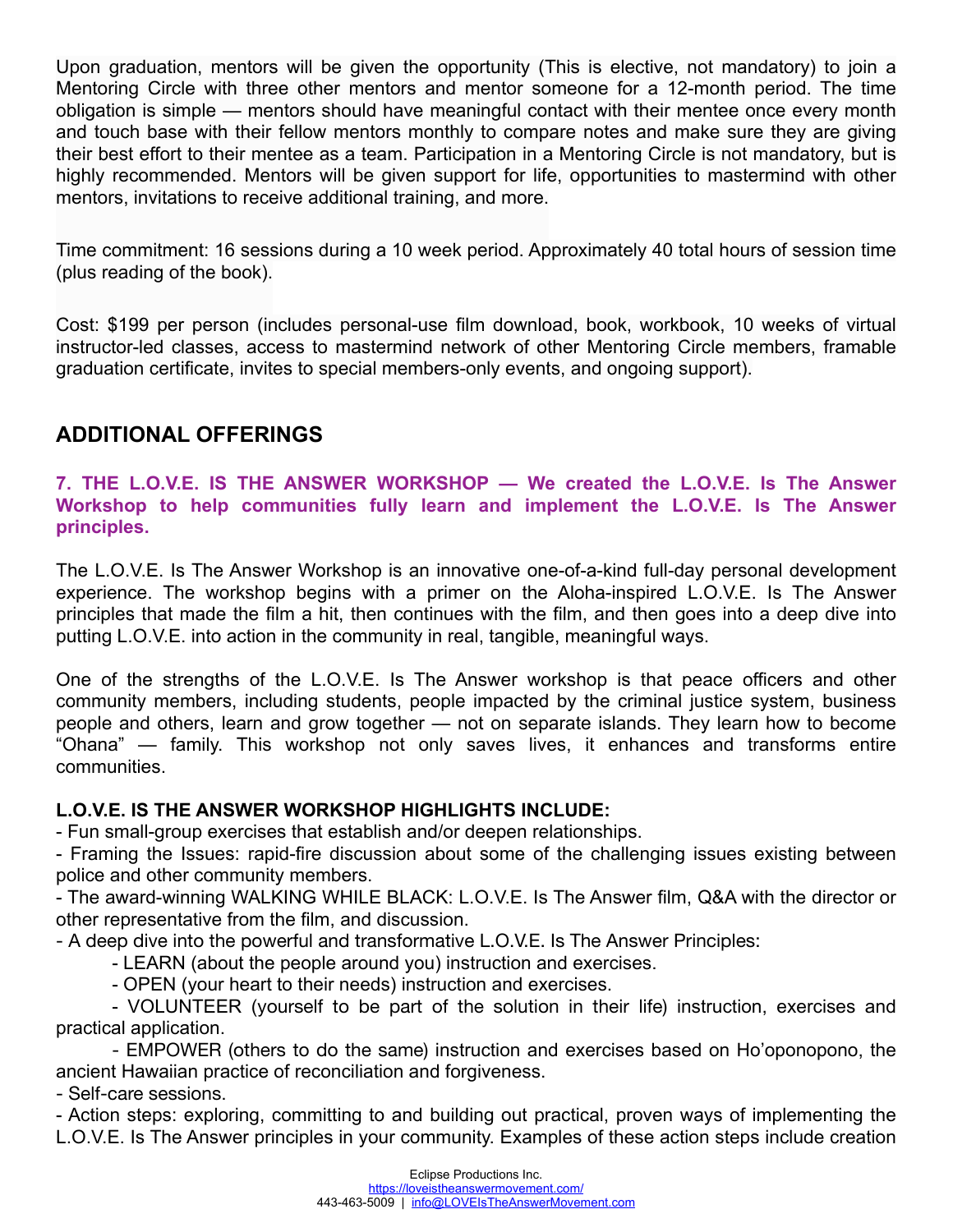Upon graduation, mentors will be given the opportunity (This is elective, not mandatory) to join a Mentoring Circle with three other mentors and mentor someone for a 12-month period. The time obligation is simple — mentors should have meaningful contact with their mentee once every month and touch base with their fellow mentors monthly to compare notes and make sure they are giving their best effort to their mentee as a team. Participation in a Mentoring Circle is not mandatory, but is highly recommended. Mentors will be given support for life, opportunities to mastermind with other mentors, invitations to receive additional training, and more.

Time commitment: 16 sessions during a 10 week period. Approximately 40 total hours of session time (plus reading of the book).

Cost: $199 per person (includes personal-use film download, book, workbook, 10 weeks of virtual instructor-led classes, access to mastermind network of other Mentoring Circle members, framable graduation certificate, invites to special members-only events, and ongoing support).

## ADDITIONAL OFFERINGS

### 7. THE L.O.V.E. IS THE ANSWER WORKSHOP — We created the L.O.V.E. Is The Answer Workshop to help communities fully learn and implement the L.O.V.E. Is The Answer principles.

The L.O.V.E. Is The Answer Workshop is an innovative one-of-a-kind full-day personal development experience. The workshop begins with a primer on the Aloha-inspired L.O.V.E. Is The Answer principles that made the film a hit, then continues with the film, and then goes into a deep dive into putting L.O.V.E. into action in the community in real, tangible, meaningful ways.

One of the strengths of the L.O.V.E. Is The Answer workshop is that peace officers and other community members, including students, people impacted by the criminal justice system, business people and others, learn and grow together — not on separate islands. They learn how to become "Ohana" — family. This workshop not only saves lives, it enhances and transforms entire communities.

**L.O.V.E. IS THE ANSWER WORKSHOP HIGHLIGHTS INCLUDE:**

- Fun small-group exercises that establish and/or deepen relationships.
- Framing the Issues: rapid-fire discussion about some of the challenging issues existing between police and other community members.
- The award-winning WALKING WHILE BLACK: L.O.V.E. Is The Answer film, Q&A with the director or other representative from the film, and discussion.
- A deep dive into the powerful and transformative L.O.V.E. Is The Answer Principles:
  - LEARN (about the people around you) instruction and exercises.
  - OPEN (your heart to their needs) instruction and exercises.
  - VOLUNTEER (yourself to be part of the solution in their life) instruction, exercises and practical application.
  - EMPOWER (others to do the same) instruction and exercises based on Ho'oponopono, the ancient Hawaiian practice of reconciliation and forgiveness.
- Self-care sessions.
- Action steps: exploring, committing to and building out practical, proven ways of implementing the L.O.V.E. Is The Answer principles in your community. Examples of these action steps include creation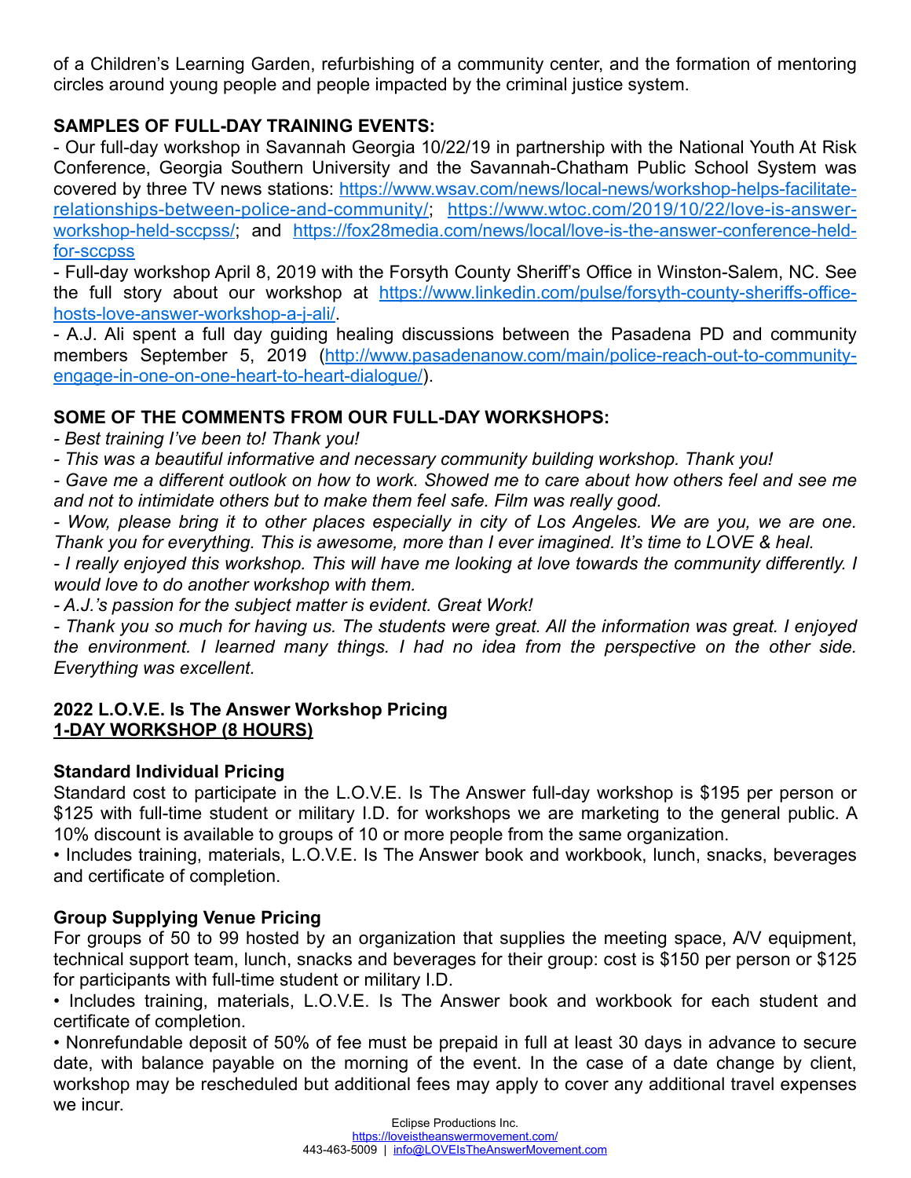of a Children's Learning Garden, refurbishing of a community center, and the formation of mentoring circles around young people and people impacted by the criminal justice system.

**SAMPLES OF FULL-DAY TRAINING EVENTS:**

- Our full-day workshop in Savannah Georgia 10/22/19 in partnership with the National Youth At Risk Conference, Georgia Southern University and the Savannah-Chatham Public School System was covered by three TV news stations: [https://www.wsav.com/news/local-news/workshop-helps-facilitate-relationships-between-police-and-community/](https://www.wsav.com/news/local-news/workshop-helps-facilitate-relationships-between-police-and-community/); [https://www.wtoc.com/2019/10/22/love-is-answer-workshop-held-sccpss/](https://www.wtoc.com/2019/10/22/love-is-answer-workshop-held-sccpss/); and [https://fox28media.com/news/local/love-is-the-answer-conference-held-for-sccpss](https://fox28media.com/news/local/love-is-the-answer-conference-held-for-sccpss)
- Full-day workshop April 8, 2019 with the Forsyth County Sheriff's Office in Winston-Salem, NC. See the full story about our workshop at [https://www.linkedin.com/pulse/forsyth-county-sheriffs-office-hosts-love-answer-workshop-a-j-ali/](https://www.linkedin.com/pulse/forsyth-county-sheriffs-office-hosts-love-answer-workshop-a-j-ali/).
- A.J. Ali spent a full day guiding healing discussions between the Pasadena PD and community members September 5, 2019 ([http://www.pasadenanow.com/main/police-reach-out-to-community-engage-in-one-on-one-heart-to-heart-dialogue/](http://www.pasadenanow.com/main/police-reach-out-to-community-engage-in-one-on-one-heart-to-heart-dialogue/)).

**SOME OF THE COMMENTS FROM OUR FULL-DAY WORKSHOPS:**

*- Best training I've been to! Thank you!*
*- This was a beautiful informative and necessary community building workshop. Thank you!*
*- Gave me a different outlook on how to work. Showed me to care about how others feel and see me and not to intimidate others but to make them feel safe. Film was really good.*
*- Wow, please bring it to other places especially in city of Los Angeles. We are you, we are one. Thank you for everything. This is awesome, more than I ever imagined. It's time to LOVE & heal.*
*- I really enjoyed this workshop. This will have me looking at love towards the community differently. I would love to do another workshop with them.*
*- A.J.'s passion for the subject matter is evident. Great Work!*
*- Thank you so much for having us. The students were great. All the information was great. I enjoyed the environment. I learned many things. I had no idea from the perspective on the other side. Everything was excellent.*

**2022 L.O.V.E. Is The Answer Workshop Pricing**
**<u>1-DAY WORKSHOP (8 HOURS)</u>**

**Standard Individual Pricing**

Standard cost to participate in the L.O.V.E. Is The Answer full-day workshop is $195 per person or $125 with full-time student or military I.D. for workshops we are marketing to the general public. A 10% discount is available to groups of 10 or more people from the same organization.

• Includes training, materials, L.O.V.E. Is The Answer book and workbook, lunch, snacks, beverages and certificate of completion.

**Group Supplying Venue Pricing**

For groups of 50 to 99 hosted by an organization that supplies the meeting space, A/V equipment, technical support team, lunch, snacks and beverages for their group: cost is $150 per person or $125 for participants with full-time student or military I.D.

• Includes training, materials, L.O.V.E. Is The Answer book and workbook for each student and certificate of completion.

• Nonrefundable deposit of 50% of fee must be prepaid in full at least 30 days in advance to secure date, with balance payable on the morning of the event. In the case of a date change by client, workshop may be rescheduled but additional fees may apply to cover any additional travel expenses we incur.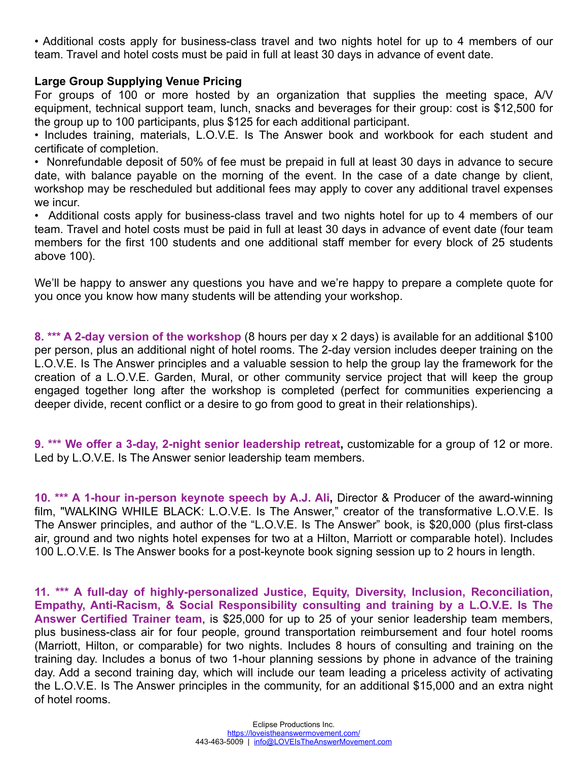• Additional costs apply for business-class travel and two nights hotel for up to 4 members of our team. Travel and hotel costs must be paid in full at least 30 days in advance of event date.

**Large Group Supplying Venue Pricing**

For groups of 100 or more hosted by an organization that supplies the meeting space, A/V equipment, technical support team, lunch, snacks and beverages for their group: cost is $12,500 for the group up to 100 participants, plus $125 for each additional participant.

• Includes training, materials, L.O.V.E. Is The Answer book and workbook for each student and certificate of completion.

• Nonrefundable deposit of 50% of fee must be prepaid in full at least 30 days in advance to secure date, with balance payable on the morning of the event. In the case of a date change by client, workshop may be rescheduled but additional fees may apply to cover any additional travel expenses we incur.

• Additional costs apply for business-class travel and two nights hotel for up to 4 members of our team. Travel and hotel costs must be paid in full at least 30 days in advance of event date (four team members for the first 100 students and one additional staff member for every block of 25 students above 100).

We'll be happy to answer any questions you have and we're happy to prepare a complete quote for you once you know how many students will be attending your workshop.

**8. *** A 2-day version of the workshop** (8 hours per day x 2 days) is available for an additional $100 per person, plus an additional night of hotel rooms. The 2-day version includes deeper training on the L.O.V.E. Is The Answer principles and a valuable session to help the group lay the framework for the creation of a L.O.V.E. Garden, Mural, or other community service project that will keep the group engaged together long after the workshop is completed (perfect for communities experiencing a deeper divide, recent conflict or a desire to go from good to great in their relationships).

**9. *** We offer a 3-day, 2-night senior leadership retreat,** customizable for a group of 12 or more. Led by L.O.V.E. Is The Answer senior leadership team members.

**10. *** A 1-hour in-person keynote speech by A.J. Ali,** Director & Producer of the award-winning film, "WALKING WHILE BLACK: L.O.V.E. Is The Answer," creator of the transformative L.O.V.E. Is The Answer principles, and author of the "L.O.V.E. Is The Answer" book, is $20,000 (plus first-class air, ground and two nights hotel expenses for two at a Hilton, Marriott or comparable hotel). Includes 100 L.O.V.E. Is The Answer books for a post-keynote book signing session up to 2 hours in length.

**11. *** A full-day of highly-personalized Justice, Equity, Diversity, Inclusion, Reconciliation, Empathy, Anti-Racism, & Social Responsibility consulting and training by a L.O.V.E. Is The Answer Certified Trainer team**, is $25,000 for up to 25 of your senior leadership team members, plus business-class air for four people, ground transportation reimbursement and four hotel rooms (Marriott, Hilton, or comparable) for two nights. Includes 8 hours of consulting and training on the training day. Includes a bonus of two 1-hour planning sessions by phone in advance of the training day. Add a second training day, which will include our team leading a priceless activity of activating the L.O.V.E. Is The Answer principles in the community, for an additional $15,000 and an extra night of hotel rooms.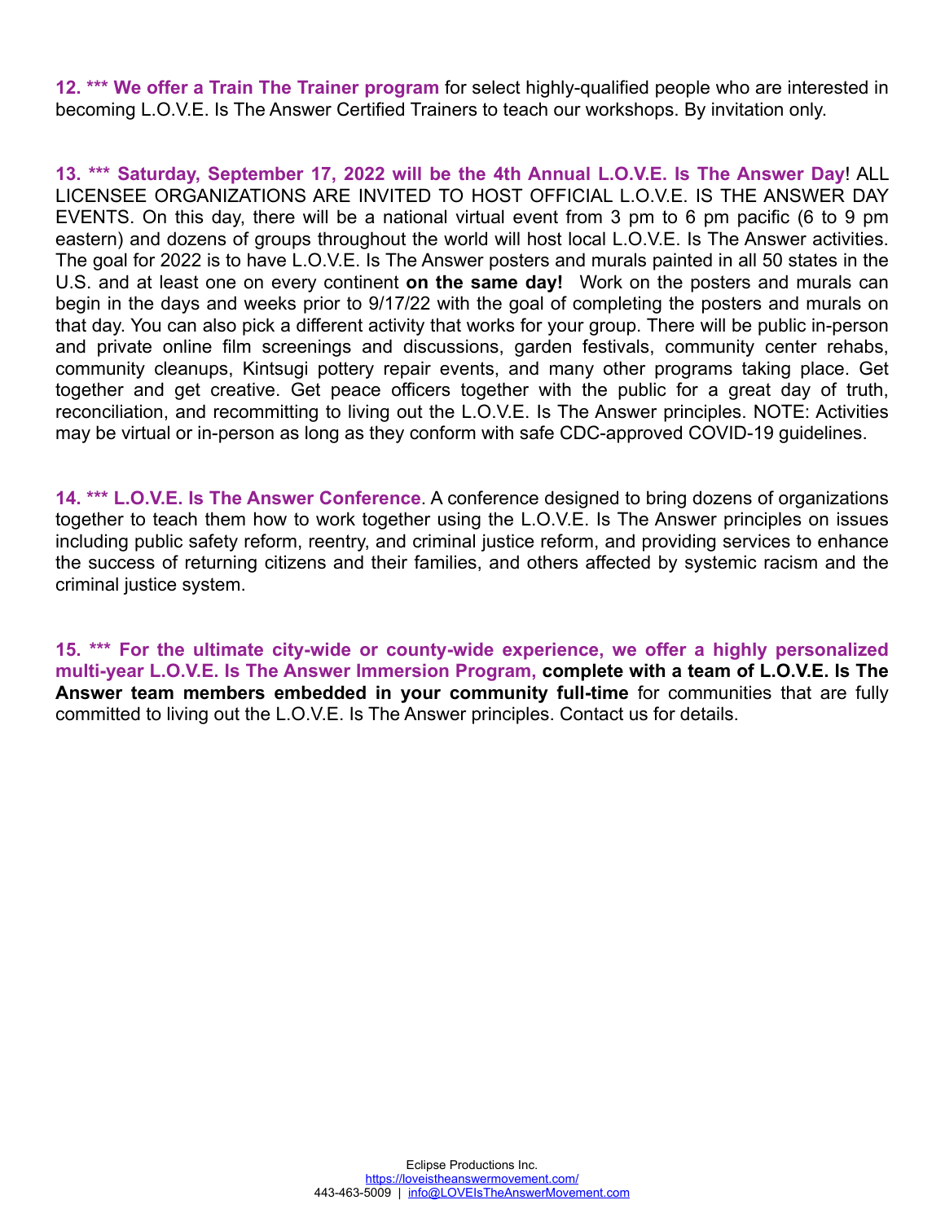**12. *** We offer a Train The Trainer program** for select highly-qualified people who are interested in becoming L.O.V.E. Is The Answer Certified Trainers to teach our workshops. By invitation only.

**13. *** Saturday, September 17, 2022 will be the 4th Annual L.O.V.E. Is The Answer Day**! ALL LICENSEE ORGANIZATIONS ARE INVITED TO HOST OFFICIAL L.O.V.E. IS THE ANSWER DAY EVENTS. On this day, there will be a national virtual event from 3 pm to 6 pm pacific (6 to 9 pm eastern) and dozens of groups throughout the world will host local L.O.V.E. Is The Answer activities. The goal for 2022 is to have L.O.V.E. Is The Answer posters and murals painted in all 50 states in the U.S. and at least one on every continent **on the same day!** Work on the posters and murals can begin in the days and weeks prior to 9/17/22 with the goal of completing the posters and murals on that day. You can also pick a different activity that works for your group. There will be public in-person and private online film screenings and discussions, garden festivals, community center rehabs, community cleanups, Kintsugi pottery repair events, and many other programs taking place. Get together and get creative. Get peace officers together with the public for a great day of truth, reconciliation, and recommitting to living out the L.O.V.E. Is The Answer principles. NOTE: Activities may be virtual or in-person as long as they conform with safe CDC-approved COVID-19 guidelines.

**14. *** L.O.V.E. Is The Answer Conference**. A conference designed to bring dozens of organizations together to teach them how to work together using the L.O.V.E. Is The Answer principles on issues including public safety reform, reentry, and criminal justice reform, and providing services to enhance the success of returning citizens and their families, and others affected by systemic racism and the criminal justice system.

**15. *** For the ultimate city-wide or county-wide experience, we offer a highly personalized multi-year L.O.V.E. Is The Answer Immersion Program, complete with a team of L.O.V.E. Is The Answer team members embedded in your community full-time** for communities that are fully committed to living out the L.O.V.E. Is The Answer principles. Contact us for details.

Eclipse Productions Inc.
https://loveistheanswermovement.com/
443-463-5009 | info@LOVEIsTheAnswerMovement.com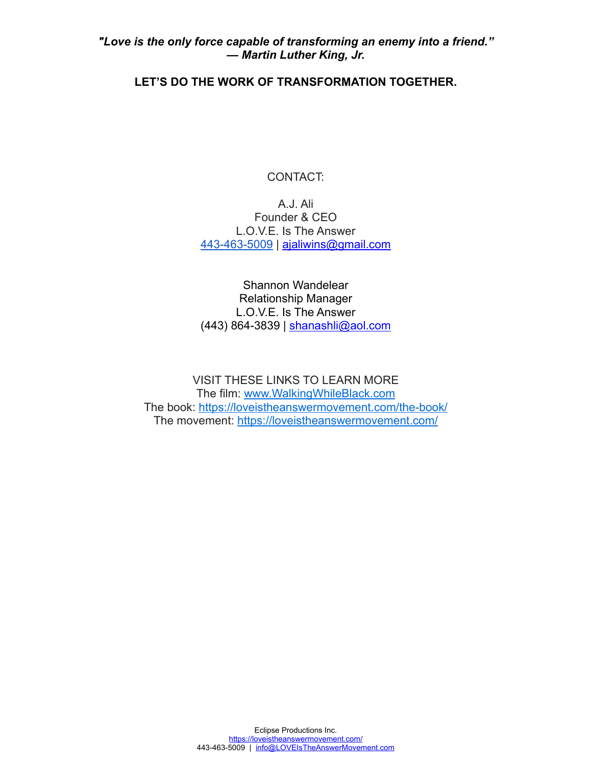***"Love is the only force capable of transforming an enemy into a friend."***
***— Martin Luther King, Jr.***

**LET'S DO THE WORK OF TRANSFORMATION TOGETHER.**

CONTACT:

A.J. Ali
Founder & CEO
L.O.V.E. Is The Answer
443-463-5009 | ajaliwins@gmail.com

Shannon Wandelear
Relationship Manager
L.O.V.E. Is The Answer
(443) 864-3839 | shanashli@aol.com

VISIT THESE LINKS TO LEARN MORE
The film: www.WalkingWhileBlack.com
The book: https://loveistheanswermovement.com/the-book/
The movement: https://loveistheanswermovement.com/

Eclipse Productions Inc.
https://loveistheanswermovement.com/
443-463-5009 | info@LOVEIsTheAnswerMovement.com